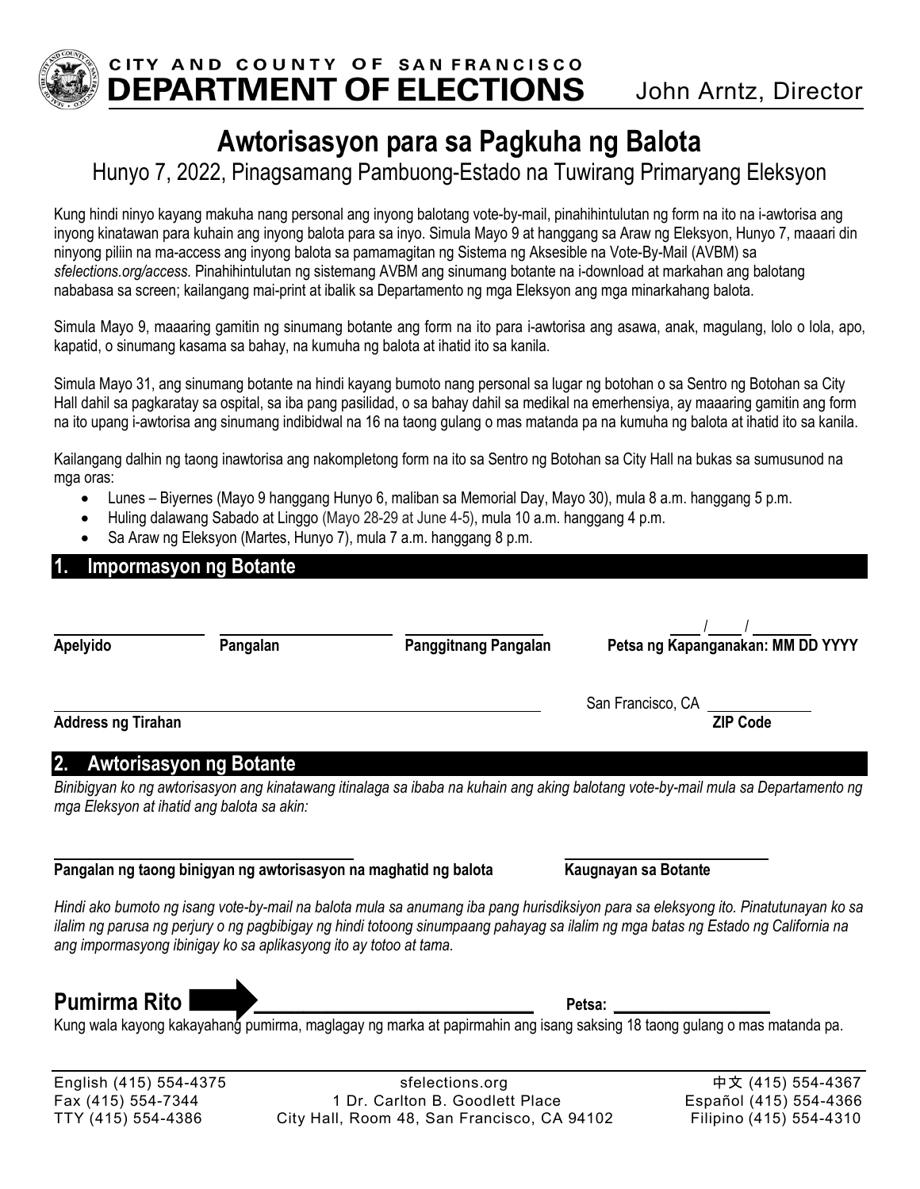**CITY AND COUNTY OF SAN FRANCISCO**
**DEPARTMENT OF ELECTIONS** John Arntz, Director

# Awtorisasyon para sa Pagkuha ng Balota

## Hunyo 7, 2022, Pinagsamang Pambuong-Estado na Tuwirang Primaryang Eleksyon

Kung hindi ninyo kayang makuha nang personal ang inyong balotang vote-by-mail, pinahihintulutan ng form na ito na i-awtorisa ang inyong kinatawan para kuhain ang inyong balota para sa inyo. Simula Mayo 9 at hanggang sa Araw ng Eleksyon, Hunyo 7, maaari din ninyong piliin na ma-access ang inyong balota sa pamamagitan ng Sistema ng Aksesible na Vote-By-Mail (AVBM) sa *sfelections.org/access.* Pinahihintulutan ng sistemang AVBM ang sinumang botante na i-download at markahan ang balotang nababasa sa screen; kailangang mai-print at ibalik sa Departamento ng mga Eleksyon ang mga minarkahang balota.

Simula Mayo 9, maaaring gamitin ng sinumang botante ang form na ito para i-awtorisa ang asawa, anak, magulang, lolo o lola, apo, kapatid, o sinumang kasama sa bahay, na kumuha ng balota at ihatid ito sa kanila.

Simula Mayo 31, ang sinumang botante na hindi kayang bumoto nang personal sa lugar ng botohan o sa Sentro ng Botohan sa City Hall dahil sa pagkaratay sa ospital, sa iba pang pasilidad, o sa bahay dahil sa medikal na emerhensiya, ay maaaring gamitin ang form na ito upang i-awtorisa ang sinumang indibidwal na 16 na taong gulang o mas matanda pa na kumuha ng balota at ihatid ito sa kanila.

Kailangang dalhin ng taong inawtorisa ang nakompletong form na ito sa Sentro ng Botohan sa City Hall na bukas sa sumusunod na mga oras:

- Lunes – Biyernes (Mayo 9 hanggang Hunyo 6, maliban sa Memorial Day, Mayo 30), mula 8 a.m. hanggang 5 p.m.
- Huling dalawang Sabado at Linggo (Mayo 28-29 at June 4-5), mula 10 a.m. hanggang 4 p.m.
- Sa Araw ng Eleksyon (Martes, Hunyo 7), mula 7 a.m. hanggang 8 p.m.

## 1. Impormasyon ng Botante

______________ ______________ ______________ ____ / ____ / ________

**Apelyido** **Pangalan** **Panggitnang Pangalan** **Petsa ng Kapanganakan: MM DD YYYY**

________________________________________ San Francisco, CA ____________

**Address ng Tirahan** **ZIP Code**

## 2. Awtorisasyon ng Botante

*Binibigyan ko ng awtorisasyon ang kinatawang itinalaga sa ibaba na kuhain ang aking balotang vote-by-mail mula sa Departamento ng mga Eleksyon at ihatid ang balota sa akin:*

________________________________________ ____________________

**Pangalan ng taong binigyan ng awtorisasyon na maghatid ng balota** **Kaugnayan sa Botante**

*Hindi ako bumoto ng isang vote-by-mail na balota mula sa anumang iba pang hurisdiksiyon para sa eleksyong ito. Pinatutunayan ko sa ilalim ng parusa ng perjury o ng pagbibigay ng hindi totoong sinumpaang pahayag sa ilalim ng mga batas ng Estado ng California na ang impormasyong ibinigay ko sa aplikasyong ito ay totoo at tama.*

**Pumirma Rito** ________________________________ **Petsa:** ________________

Kung wala kayong kakayahang pumirma, maglagay ng marka at papirmahin ang isang saksing 18 taong gulang o mas matanda pa.

English (415) 554-4375 | sfelections.org | 中文 (415) 554-4367
Fax (415) 554-7344 | 1 Dr. Carlton B. Goodlett Place | Español (415) 554-4366
TTY (415) 554-4386 | City Hall, Room 48, San Francisco, CA 94102 | Filipino (415) 554-4310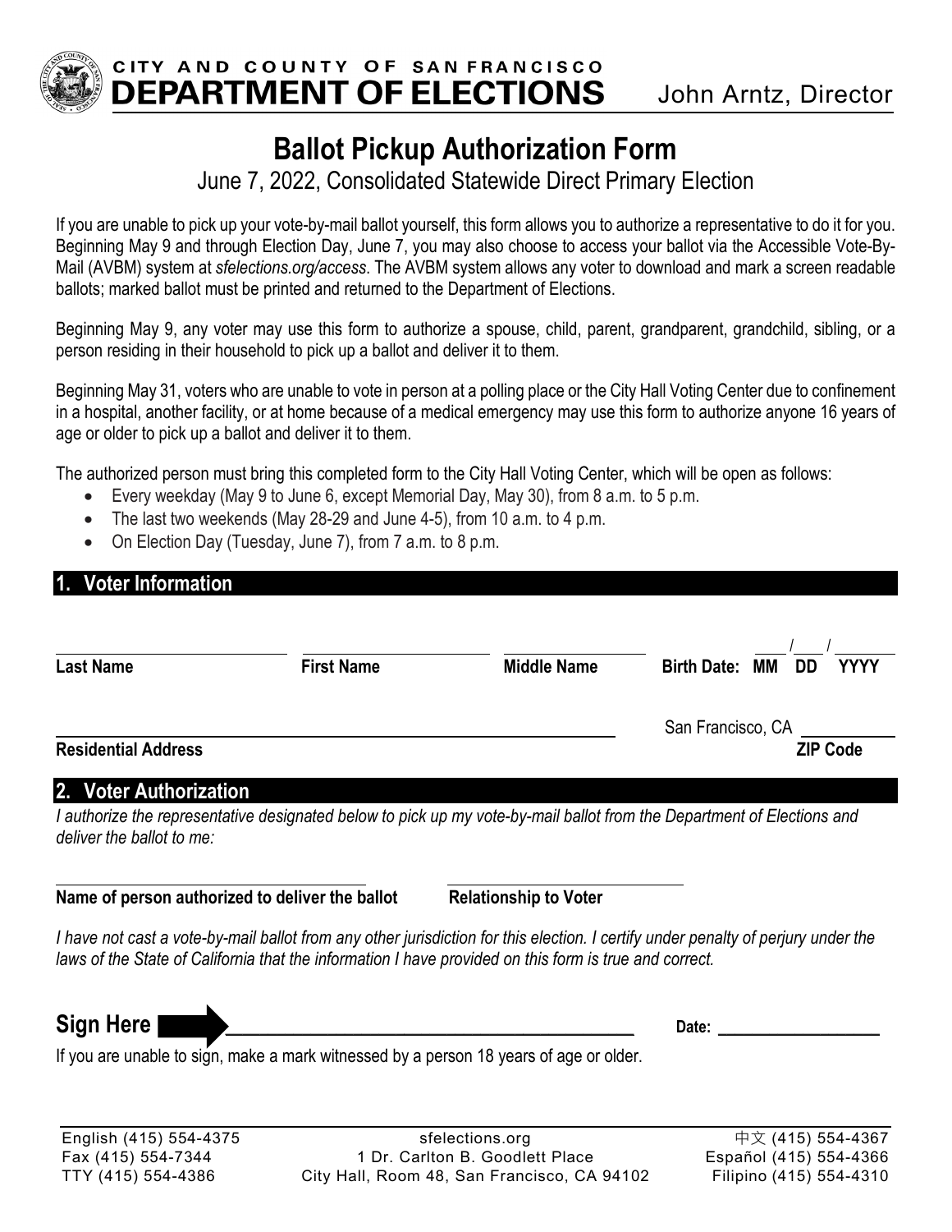CITY AND COUNTY OF SAN FRANCISCO
**DEPARTMENT OF ELECTIONS** John Arntz, Director

# Ballot Pickup Authorization Form

June 7, 2022, Consolidated Statewide Direct Primary Election

If you are unable to pick up your vote-by-mail ballot yourself, this form allows you to authorize a representative to do it for you. Beginning May 9 and through Election Day, June 7, you may also choose to access your ballot via the Accessible Vote-By-Mail (AVBM) system at *sfelections.org/access*. The AVBM system allows any voter to download and mark a screen readable ballots; marked ballot must be printed and returned to the Department of Elections.

Beginning May 9, any voter may use this form to authorize a spouse, child, parent, grandparent, grandchild, sibling, or a person residing in their household to pick up a ballot and deliver it to them.

Beginning May 31, voters who are unable to vote in person at a polling place or the City Hall Voting Center due to confinement in a hospital, another facility, or at home because of a medical emergency may use this form to authorize anyone 16 years of age or older to pick up a ballot and deliver it to them.

The authorized person must bring this completed form to the City Hall Voting Center, which will be open as follows:

- Every weekday (May 9 to June 6, except Memorial Day, May 30), from 8 a.m. to 5 p.m.
- The last two weekends (May 28-29 and June 4-5), from 10 a.m. to 4 p.m.
- On Election Day (Tuesday, June 7), from 7 a.m. to 8 p.m.

## 1. Voter Information

**Last Name** \_\_\_\_\_\_\_\_\_\_ **First Name** \_\_\_\_\_\_\_\_\_\_ **Middle Name** \_\_\_\_\_\_\_\_\_\_ **Birth Date: MM** \_\_\_ / **DD** \_\_\_ / **YYYY** \_\_\_\_\_

**Residential Address** \_\_\_\_\_\_\_\_\_\_\_\_\_\_\_\_\_\_\_\_ San Francisco, CA **ZIP Code** \_\_\_\_\_

## 2. Voter Authorization

*I authorize the representative designated below to pick up my vote-by-mail ballot from the Department of Elections and deliver the ballot to me:*

**Name of person authorized to deliver the ballot** \_\_\_\_\_\_\_\_\_\_\_\_\_\_\_\_ **Relationship to Voter** \_\_\_\_\_\_\_\_\_\_

*I have not cast a vote-by-mail ballot from any other jurisdiction for this election. I certify under penalty of perjury under the laws of the State of California that the information I have provided on this form is true and correct.*

**Sign Here** \_\_\_\_\_\_\_\_\_\_\_\_\_\_\_\_\_\_\_\_\_\_\_\_\_\_\_\_\_\_ **Date:** \_\_\_\_\_\_\_\_\_\_\_\_

If you are unable to sign, make a mark witnessed by a person 18 years of age or older.

English (415) 554-4375
Fax (415) 554-7344
TTY (415) 554-4386

sfelections.org
1 Dr. Carlton B. Goodlett Place
City Hall, Room 48, San Francisco, CA 94102

中文 (415) 554-4367
Español (415) 554-4366
Filipino (415) 554-4310